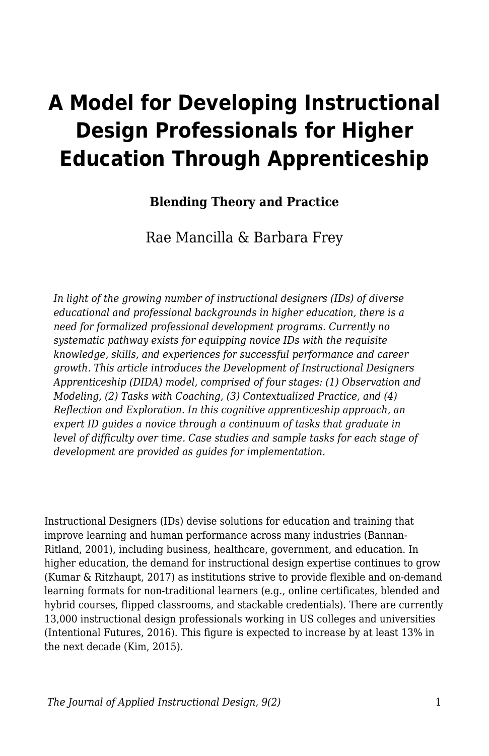# A Model for Developing Instructional Design Professionals for Higher Education Through Apprenticeship

**Blending Theory and Practice**

Rae Mancilla & Barbara Frey

*In light of the growing number of instructional designers (IDs) of diverse educational and professional backgrounds in higher education, there is a need for formalized professional development programs. Currently no systematic pathway exists for equipping novice IDs with the requisite knowledge, skills, and experiences for successful performance and career growth. This article introduces the Development of Instructional Designers Apprenticeship (DIDA) model, comprised of four stages: (1) Observation and Modeling, (2) Tasks with Coaching, (3) Contextualized Practice, and (4) Reflection and Exploration. In this cognitive apprenticeship approach, an expert ID guides a novice through a continuum of tasks that graduate in level of difficulty over time. Case studies and sample tasks for each stage of development are provided as guides for implementation.*

Instructional Designers (IDs) devise solutions for education and training that improve learning and human performance across many industries (Bannan-Ritland, 2001), including business, healthcare, government, and education. In higher education, the demand for instructional design expertise continues to grow (Kumar & Ritzhaupt, 2017) as institutions strive to provide flexible and on-demand learning formats for non-traditional learners (e.g., online certificates, blended and hybrid courses, flipped classrooms, and stackable credentials). There are currently 13,000 instructional design professionals working in US colleges and universities (Intentional Futures, 2016). This figure is expected to increase by at least 13% in the next decade (Kim, 2015).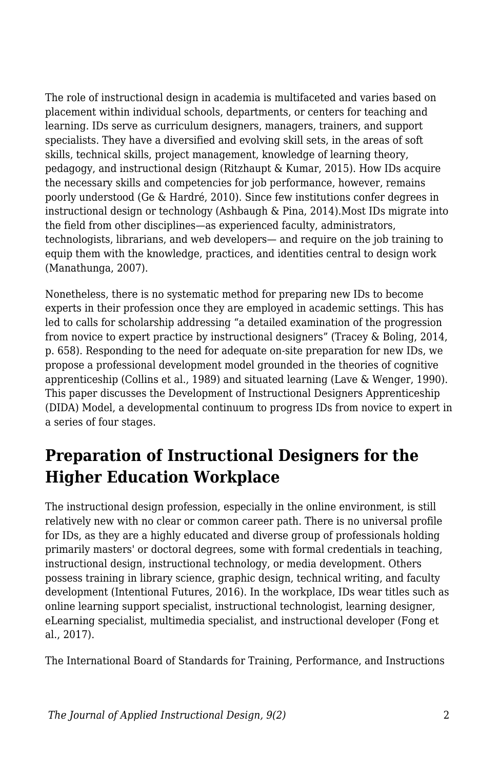The role of instructional design in academia is multifaceted and varies based on placement within individual schools, departments, or centers for teaching and learning. IDs serve as curriculum designers, managers, trainers, and support specialists. They have a diversified and evolving skill sets, in the areas of soft skills, technical skills, project management, knowledge of learning theory, pedagogy, and instructional design (Ritzhaupt & Kumar, 2015). How IDs acquire the necessary skills and competencies for job performance, however, remains poorly understood (Ge & Hardré, 2010). Since few institutions confer degrees in instructional design or technology (Ashbaugh & Pina, 2014).Most IDs migrate into the field from other disciplines—as experienced faculty, administrators, technologists, librarians, and web developers— and require on the job training to equip them with the knowledge, practices, and identities central to design work (Manathunga, 2007).

Nonetheless, there is no systematic method for preparing new IDs to become experts in their profession once they are employed in academic settings. This has led to calls for scholarship addressing "a detailed examination of the progression from novice to expert practice by instructional designers" (Tracey & Boling, 2014, p. 658). Responding to the need for adequate on-site preparation for new IDs, we propose a professional development model grounded in the theories of cognitive apprenticeship (Collins et al., 1989) and situated learning (Lave & Wenger, 1990). This paper discusses the Development of Instructional Designers Apprenticeship (DIDA) Model, a developmental continuum to progress IDs from novice to expert in a series of four stages.

## Preparation of Instructional Designers for the Higher Education Workplace

The instructional design profession, especially in the online environment, is still relatively new with no clear or common career path. There is no universal profile for IDs, as they are a highly educated and diverse group of professionals holding primarily masters' or doctoral degrees, some with formal credentials in teaching, instructional design, instructional technology, or media development. Others possess training in library science, graphic design, technical writing, and faculty development (Intentional Futures, 2016). In the workplace, IDs wear titles such as online learning support specialist, instructional technologist, learning designer, eLearning specialist, multimedia specialist, and instructional developer (Fong et al., 2017).

The International Board of Standards for Training, Performance, and Instructions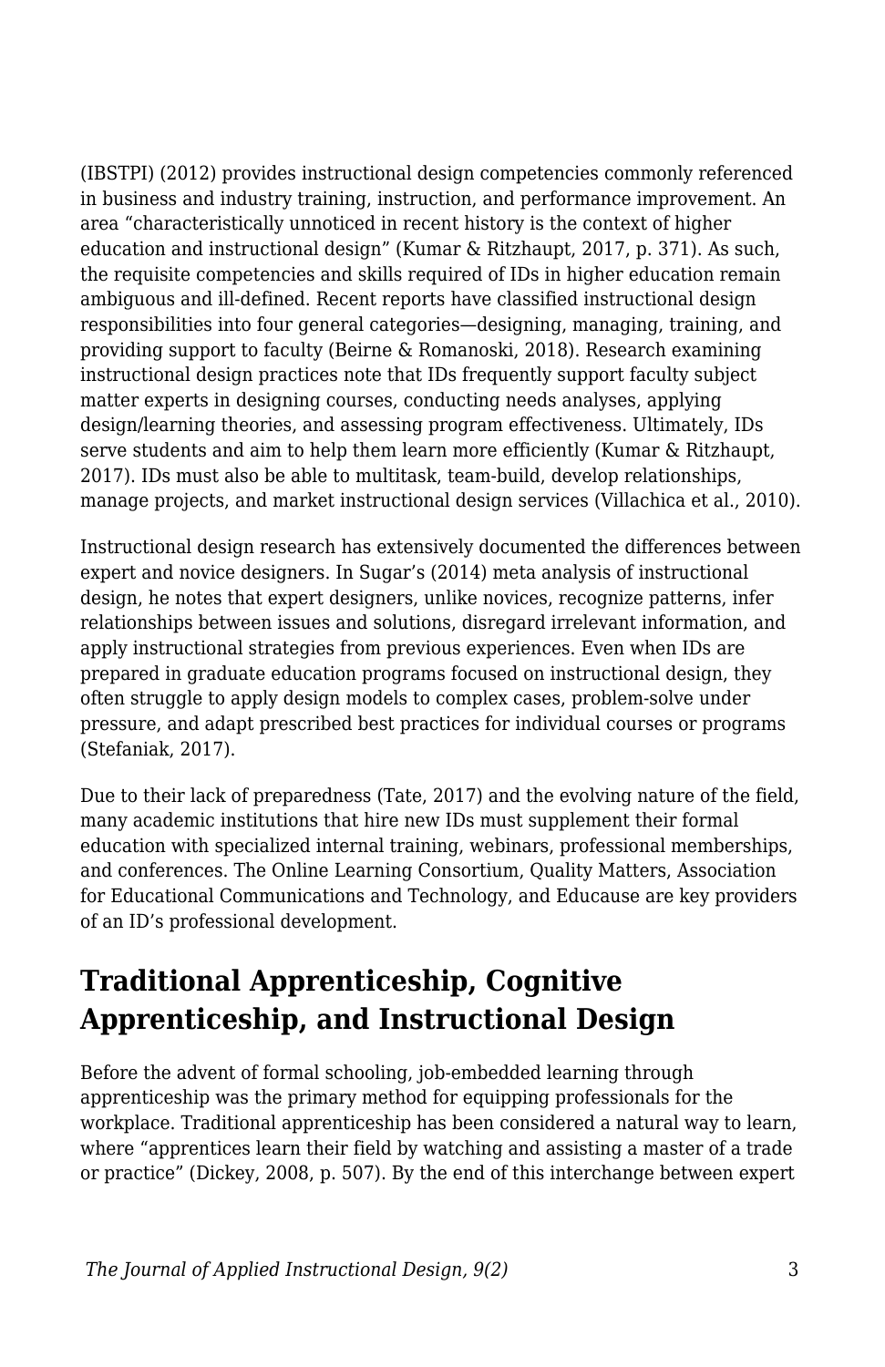(IBSTPI) (2012) provides instructional design competencies commonly referenced in business and industry training, instruction, and performance improvement. An area "characteristically unnoticed in recent history is the context of higher education and instructional design" (Kumar & Ritzhaupt, 2017, p. 371). As such, the requisite competencies and skills required of IDs in higher education remain ambiguous and ill-defined. Recent reports have classified instructional design responsibilities into four general categories—designing, managing, training, and providing support to faculty (Beirne & Romanoski, 2018). Research examining instructional design practices note that IDs frequently support faculty subject matter experts in designing courses, conducting needs analyses, applying design/learning theories, and assessing program effectiveness. Ultimately, IDs serve students and aim to help them learn more efficiently (Kumar & Ritzhaupt, 2017). IDs must also be able to multitask, team-build, develop relationships, manage projects, and market instructional design services (Villachica et al., 2010).

Instructional design research has extensively documented the differences between expert and novice designers. In Sugar's (2014) meta analysis of instructional design, he notes that expert designers, unlike novices, recognize patterns, infer relationships between issues and solutions, disregard irrelevant information, and apply instructional strategies from previous experiences. Even when IDs are prepared in graduate education programs focused on instructional design, they often struggle to apply design models to complex cases, problem-solve under pressure, and adapt prescribed best practices for individual courses or programs (Stefaniak, 2017).

Due to their lack of preparedness (Tate, 2017) and the evolving nature of the field, many academic institutions that hire new IDs must supplement their formal education with specialized internal training, webinars, professional memberships, and conferences. The Online Learning Consortium, Quality Matters, Association for Educational Communications and Technology, and Educause are key providers of an ID's professional development.

## Traditional Apprenticeship, Cognitive Apprenticeship, and Instructional Design

Before the advent of formal schooling, job-embedded learning through apprenticeship was the primary method for equipping professionals for the workplace. Traditional apprenticeship has been considered a natural way to learn, where "apprentices learn their field by watching and assisting a master of a trade or practice" (Dickey, 2008, p. 507). By the end of this interchange between expert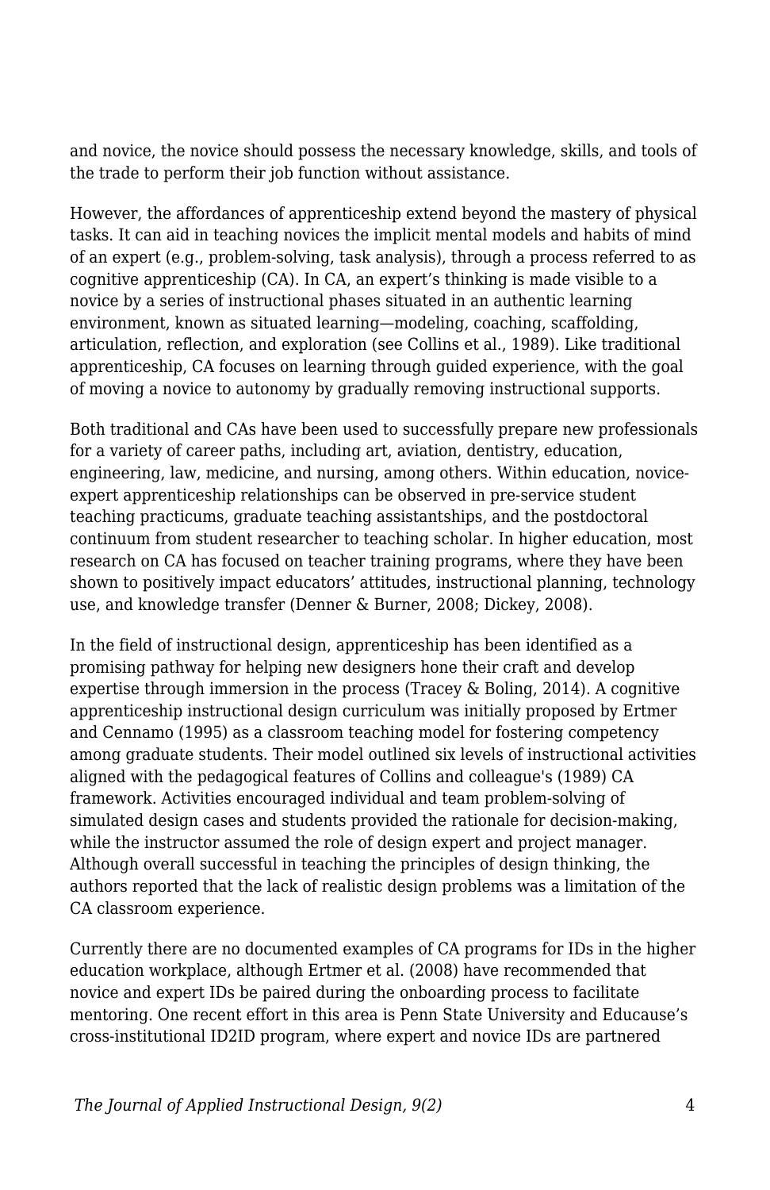and novice, the novice should possess the necessary knowledge, skills, and tools of the trade to perform their job function without assistance.

However, the affordances of apprenticeship extend beyond the mastery of physical tasks. It can aid in teaching novices the implicit mental models and habits of mind of an expert (e.g., problem-solving, task analysis), through a process referred to as cognitive apprenticeship (CA). In CA, an expert's thinking is made visible to a novice by a series of instructional phases situated in an authentic learning environment, known as situated learning—modeling, coaching, scaffolding, articulation, reflection, and exploration (see Collins et al., 1989). Like traditional apprenticeship, CA focuses on learning through guided experience, with the goal of moving a novice to autonomy by gradually removing instructional supports.

Both traditional and CAs have been used to successfully prepare new professionals for a variety of career paths, including art, aviation, dentistry, education, engineering, law, medicine, and nursing, among others. Within education, novice-expert apprenticeship relationships can be observed in pre-service student teaching practicums, graduate teaching assistantships, and the postdoctoral continuum from student researcher to teaching scholar. In higher education, most research on CA has focused on teacher training programs, where they have been shown to positively impact educators' attitudes, instructional planning, technology use, and knowledge transfer (Denner & Burner, 2008; Dickey, 2008).

In the field of instructional design, apprenticeship has been identified as a promising pathway for helping new designers hone their craft and develop expertise through immersion in the process (Tracey & Boling, 2014). A cognitive apprenticeship instructional design curriculum was initially proposed by Ertmer and Cennamo (1995) as a classroom teaching model for fostering competency among graduate students. Their model outlined six levels of instructional activities aligned with the pedagogical features of Collins and colleague's (1989) CA framework. Activities encouraged individual and team problem-solving of simulated design cases and students provided the rationale for decision-making, while the instructor assumed the role of design expert and project manager. Although overall successful in teaching the principles of design thinking, the authors reported that the lack of realistic design problems was a limitation of the CA classroom experience.

Currently there are no documented examples of CA programs for IDs in the higher education workplace, although Ertmer et al. (2008) have recommended that novice and expert IDs be paired during the onboarding process to facilitate mentoring. One recent effort in this area is Penn State University and Educause's cross-institutional ID2ID program, where expert and novice IDs are partnered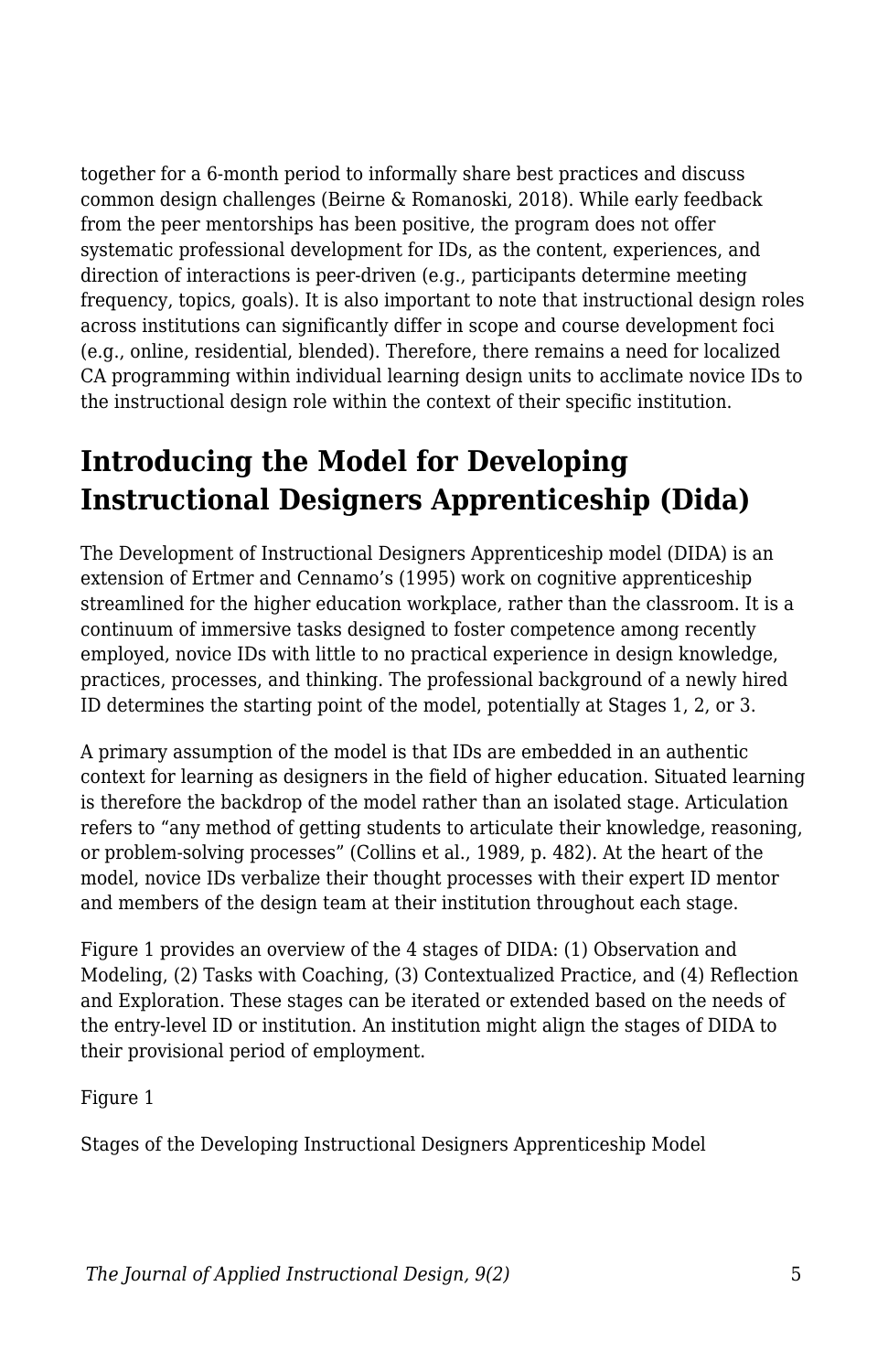together for a 6-month period to informally share best practices and discuss common design challenges (Beirne & Romanoski, 2018). While early feedback from the peer mentorships has been positive, the program does not offer systematic professional development for IDs, as the content, experiences, and direction of interactions is peer-driven (e.g., participants determine meeting frequency, topics, goals). It is also important to note that instructional design roles across institutions can significantly differ in scope and course development foci (e.g., online, residential, blended). Therefore, there remains a need for localized CA programming within individual learning design units to acclimate novice IDs to the instructional design role within the context of their specific institution.

## Introducing the Model for Developing Instructional Designers Apprenticeship (Dida)

The Development of Instructional Designers Apprenticeship model (DIDA) is an extension of Ertmer and Cennamo's (1995) work on cognitive apprenticeship streamlined for the higher education workplace, rather than the classroom. It is a continuum of immersive tasks designed to foster competence among recently employed, novice IDs with little to no practical experience in design knowledge, practices, processes, and thinking. The professional background of a newly hired ID determines the starting point of the model, potentially at Stages 1, 2, or 3.

A primary assumption of the model is that IDs are embedded in an authentic context for learning as designers in the field of higher education. Situated learning is therefore the backdrop of the model rather than an isolated stage. Articulation refers to "any method of getting students to articulate their knowledge, reasoning, or problem-solving processes" (Collins et al., 1989, p. 482). At the heart of the model, novice IDs verbalize their thought processes with their expert ID mentor and members of the design team at their institution throughout each stage.

Figure 1 provides an overview of the 4 stages of DIDA: (1) Observation and Modeling, (2) Tasks with Coaching, (3) Contextualized Practice, and (4) Reflection and Exploration. These stages can be iterated or extended based on the needs of the entry-level ID or institution. An institution might align the stages of DIDA to their provisional period of employment.

Figure 1

Stages of the Developing Instructional Designers Apprenticeship Model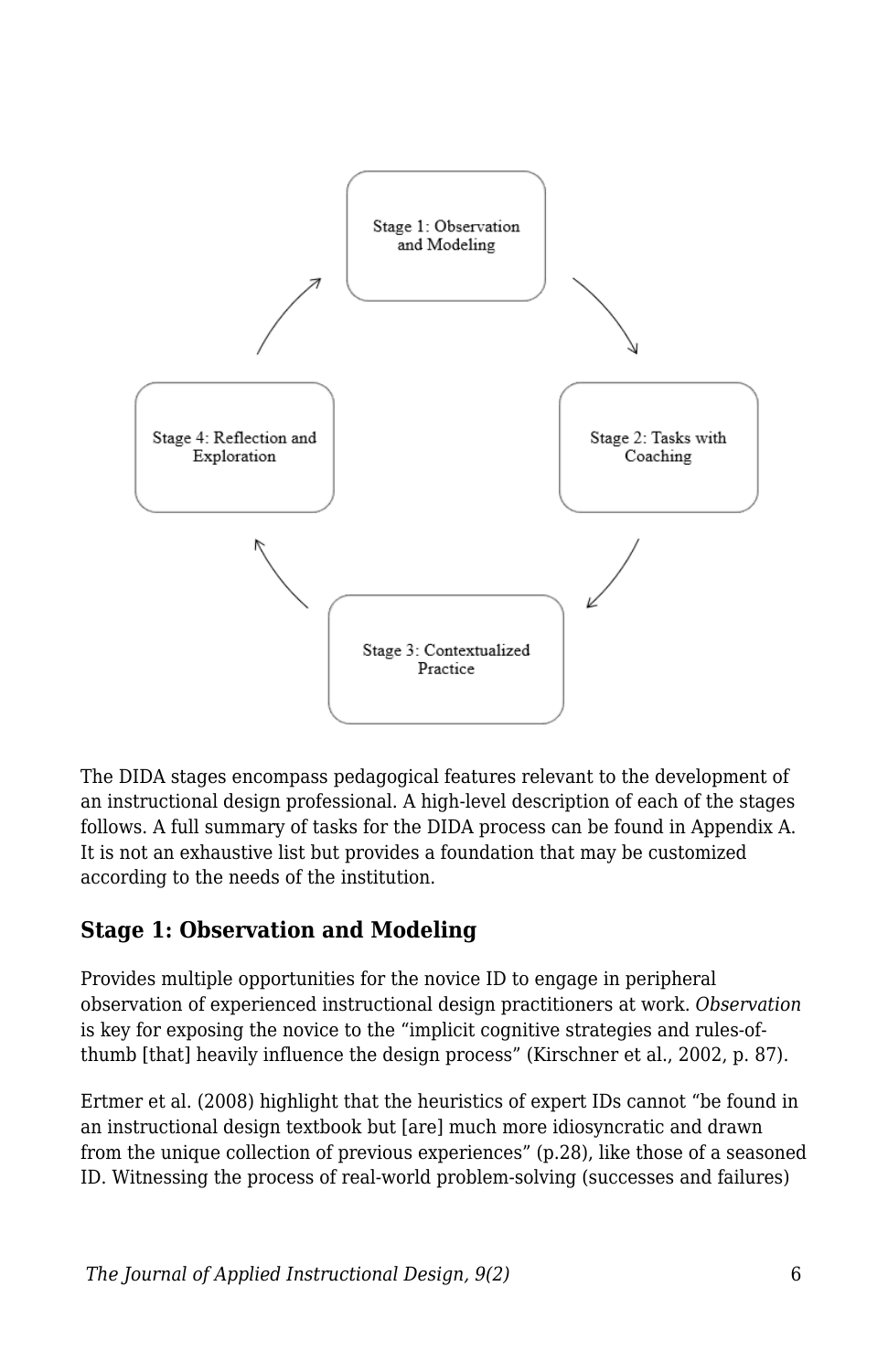Stage 1: Observation and Modeling

Stage 2: Tasks with Coaching

Stage 3: Contextualized Practice

Stage 4: Reflection and Exploration

The DIDA stages encompass pedagogical features relevant to the development of an instructional design professional. A high-level description of each of the stages follows. A full summary of tasks for the DIDA process can be found in Appendix A. It is not an exhaustive list but provides a foundation that may be customized according to the needs of the institution.

### Stage 1: Observation and Modeling

Provides multiple opportunities for the novice ID to engage in peripheral observation of experienced instructional design practitioners at work. *Observation* is key for exposing the novice to the "implicit cognitive strategies and rules-of-thumb [that] heavily influence the design process" (Kirschner et al., 2002, p. 87).

Ertmer et al. (2008) highlight that the heuristics of expert IDs cannot "be found in an instructional design textbook but [are] much more idiosyncratic and drawn from the unique collection of previous experiences" (p.28), like those of a seasoned ID. Witnessing the process of real-world problem-solving (successes and failures)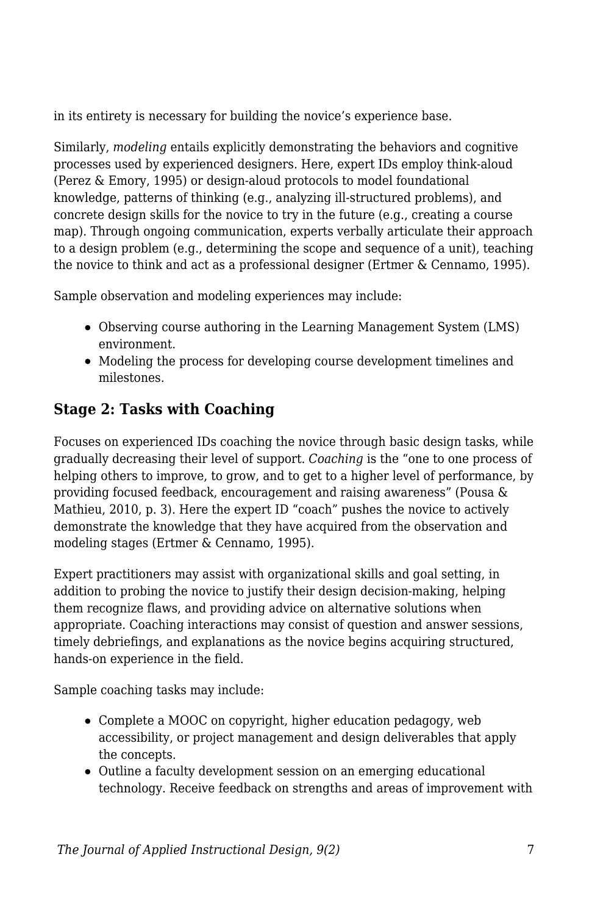in its entirety is necessary for building the novice's experience base.

Similarly, *modeling* entails explicitly demonstrating the behaviors and cognitive processes used by experienced designers. Here, expert IDs employ think-aloud (Perez & Emory, 1995) or design-aloud protocols to model foundational knowledge, patterns of thinking (e.g., analyzing ill-structured problems), and concrete design skills for the novice to try in the future (e.g., creating a course map). Through ongoing communication, experts verbally articulate their approach to a design problem (e.g., determining the scope and sequence of a unit), teaching the novice to think and act as a professional designer (Ertmer & Cennamo, 1995).

Sample observation and modeling experiences may include:

- Observing course authoring in the Learning Management System (LMS) environment.
- Modeling the process for developing course development timelines and milestones.

### Stage 2: Tasks with Coaching

Focuses on experienced IDs coaching the novice through basic design tasks, while gradually decreasing their level of support. *Coaching* is the "one to one process of helping others to improve, to grow, and to get to a higher level of performance, by providing focused feedback, encouragement and raising awareness" (Pousa & Mathieu, 2010, p. 3). Here the expert ID "coach" pushes the novice to actively demonstrate the knowledge that they have acquired from the observation and modeling stages (Ertmer & Cennamo, 1995).

Expert practitioners may assist with organizational skills and goal setting, in addition to probing the novice to justify their design decision-making, helping them recognize flaws, and providing advice on alternative solutions when appropriate. Coaching interactions may consist of question and answer sessions, timely debriefings, and explanations as the novice begins acquiring structured, hands-on experience in the field.

Sample coaching tasks may include:

- Complete a MOOC on copyright, higher education pedagogy, web accessibility, or project management and design deliverables that apply the concepts.
- Outline a faculty development session on an emerging educational technology. Receive feedback on strengths and areas of improvement with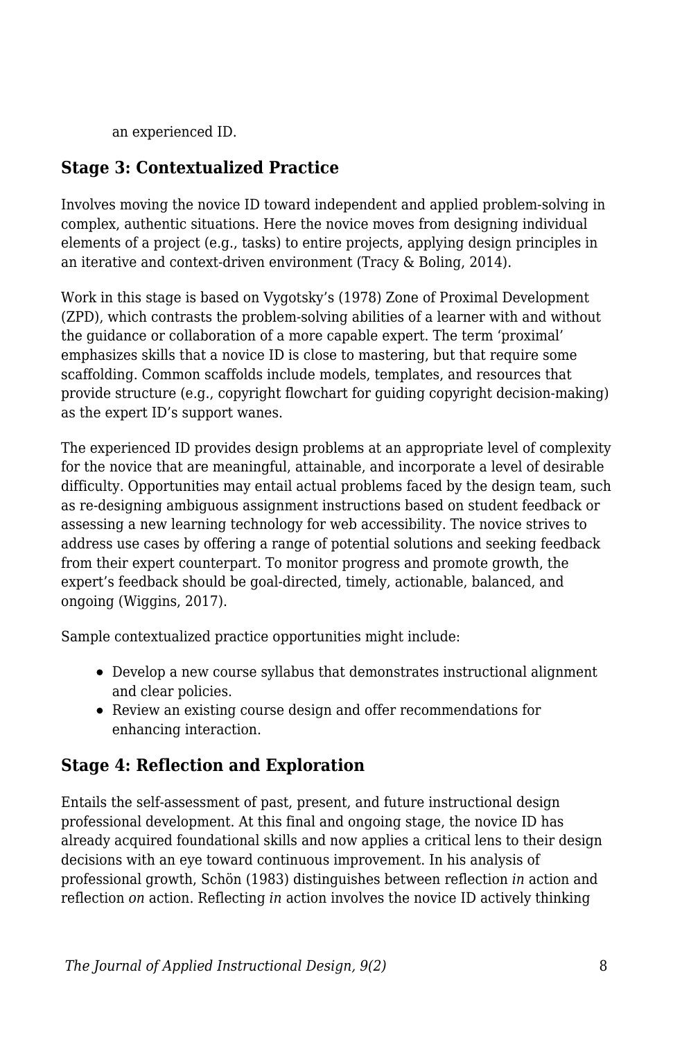an experienced ID.

## Stage 3: Contextualized Practice

Involves moving the novice ID toward independent and applied problem-solving in complex, authentic situations. Here the novice moves from designing individual elements of a project (e.g., tasks) to entire projects, applying design principles in an iterative and context-driven environment (Tracy & Boling, 2014).

Work in this stage is based on Vygotsky's (1978) Zone of Proximal Development (ZPD), which contrasts the problem-solving abilities of a learner with and without the guidance or collaboration of a more capable expert. The term 'proximal' emphasizes skills that a novice ID is close to mastering, but that require some scaffolding. Common scaffolds include models, templates, and resources that provide structure (e.g., copyright flowchart for guiding copyright decision-making) as the expert ID's support wanes.

The experienced ID provides design problems at an appropriate level of complexity for the novice that are meaningful, attainable, and incorporate a level of desirable difficulty. Opportunities may entail actual problems faced by the design team, such as re-designing ambiguous assignment instructions based on student feedback or assessing a new learning technology for web accessibility. The novice strives to address use cases by offering a range of potential solutions and seeking feedback from their expert counterpart. To monitor progress and promote growth, the expert's feedback should be goal-directed, timely, actionable, balanced, and ongoing (Wiggins, 2017).

Sample contextualized practice opportunities might include:

- Develop a new course syllabus that demonstrates instructional alignment and clear policies.
- Review an existing course design and offer recommendations for enhancing interaction.

## Stage 4: Reflection and Exploration

Entails the self-assessment of past, present, and future instructional design professional development. At this final and ongoing stage, the novice ID has already acquired foundational skills and now applies a critical lens to their design decisions with an eye toward continuous improvement. In his analysis of professional growth, Schön (1983) distinguishes between reflection *in* action and reflection *on* action. Reflecting *in* action involves the novice ID actively thinking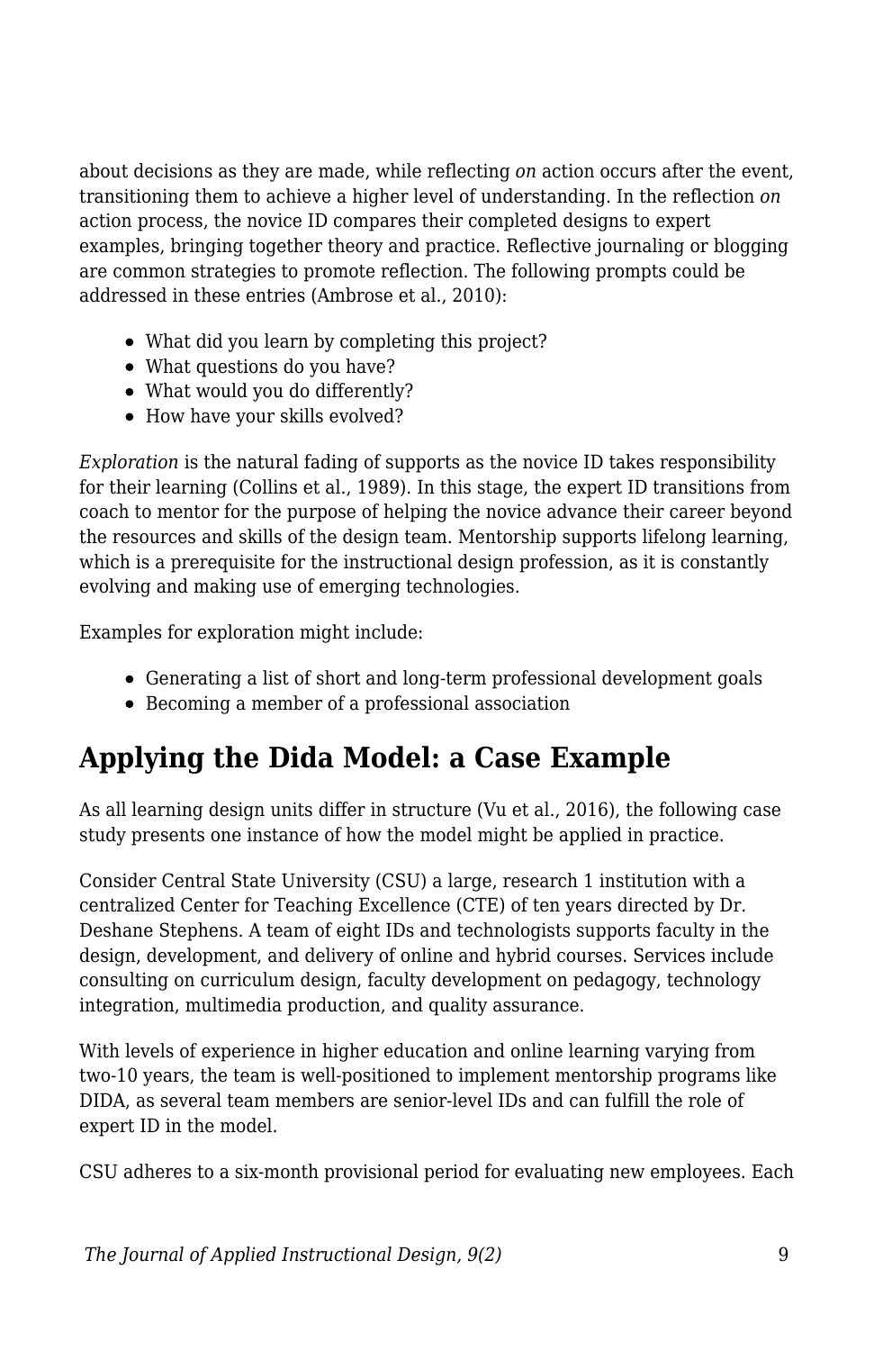about decisions as they are made, while reflecting *on* action occurs after the event, transitioning them to achieve a higher level of understanding. In the reflection *on* action process, the novice ID compares their completed designs to expert examples, bringing together theory and practice. Reflective journaling or blogging are common strategies to promote reflection. The following prompts could be addressed in these entries (Ambrose et al., 2010):

- What did you learn by completing this project?
- What questions do you have?
- What would you do differently?
- How have your skills evolved?

*Exploration* is the natural fading of supports as the novice ID takes responsibility for their learning (Collins et al., 1989). In this stage, the expert ID transitions from coach to mentor for the purpose of helping the novice advance their career beyond the resources and skills of the design team. Mentorship supports lifelong learning, which is a prerequisite for the instructional design profession, as it is constantly evolving and making use of emerging technologies.

Examples for exploration might include:

- Generating a list of short and long-term professional development goals
- Becoming a member of a professional association

## Applying the Dida Model: a Case Example

As all learning design units differ in structure (Vu et al., 2016), the following case study presents one instance of how the model might be applied in practice.

Consider Central State University (CSU) a large, research 1 institution with a centralized Center for Teaching Excellence (CTE) of ten years directed by Dr. Deshane Stephens. A team of eight IDs and technologists supports faculty in the design, development, and delivery of online and hybrid courses. Services include consulting on curriculum design, faculty development on pedagogy, technology integration, multimedia production, and quality assurance.

With levels of experience in higher education and online learning varying from two-10 years, the team is well-positioned to implement mentorship programs like DIDA, as several team members are senior-level IDs and can fulfill the role of expert ID in the model.

CSU adheres to a six-month provisional period for evaluating new employees. Each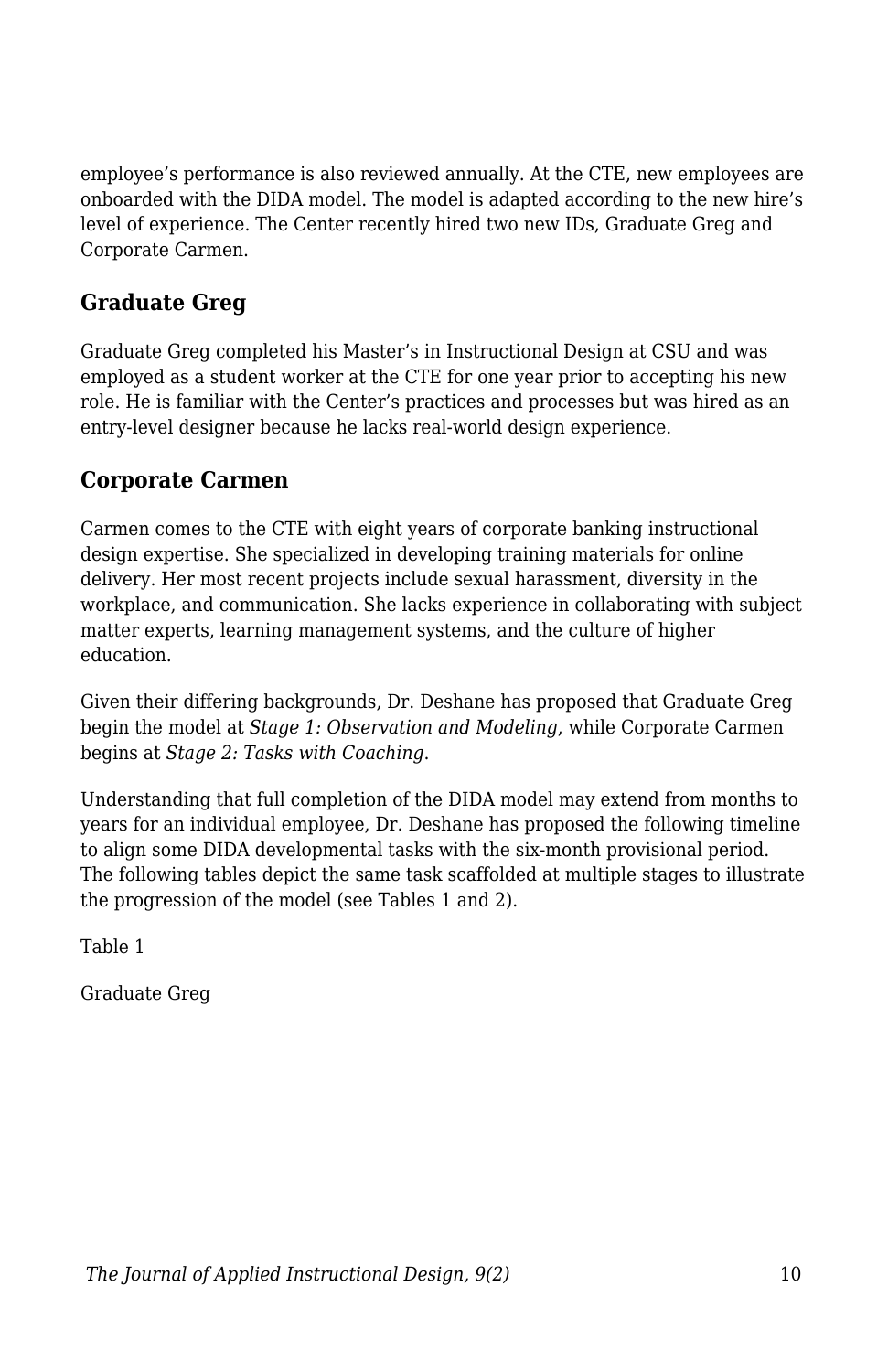employee’s performance is also reviewed annually. At the CTE, new employees are onboarded with the DIDA model. The model is adapted according to the new hire’s level of experience. The Center recently hired two new IDs, Graduate Greg and Corporate Carmen.

## Graduate Greg

Graduate Greg completed his Master’s in Instructional Design at CSU and was employed as a student worker at the CTE for one year prior to accepting his new role. He is familiar with the Center’s practices and processes but was hired as an entry-level designer because he lacks real-world design experience.

## Corporate Carmen

Carmen comes to the CTE with eight years of corporate banking instructional design expertise. She specialized in developing training materials for online delivery. Her most recent projects include sexual harassment, diversity in the workplace, and communication. She lacks experience in collaborating with subject matter experts, learning management systems, and the culture of higher education.

Given their differing backgrounds, Dr. Deshane has proposed that Graduate Greg begin the model at *Stage 1: Observation and Modeling*, while Corporate Carmen begins at *Stage 2: Tasks with Coaching*.

Understanding that full completion of the DIDA model may extend from months to years for an individual employee, Dr. Deshane has proposed the following timeline to align some DIDA developmental tasks with the six-month provisional period. The following tables depict the same task scaffolded at multiple stages to illustrate the progression of the model (see Tables 1 and 2).

Table 1

Graduate Greg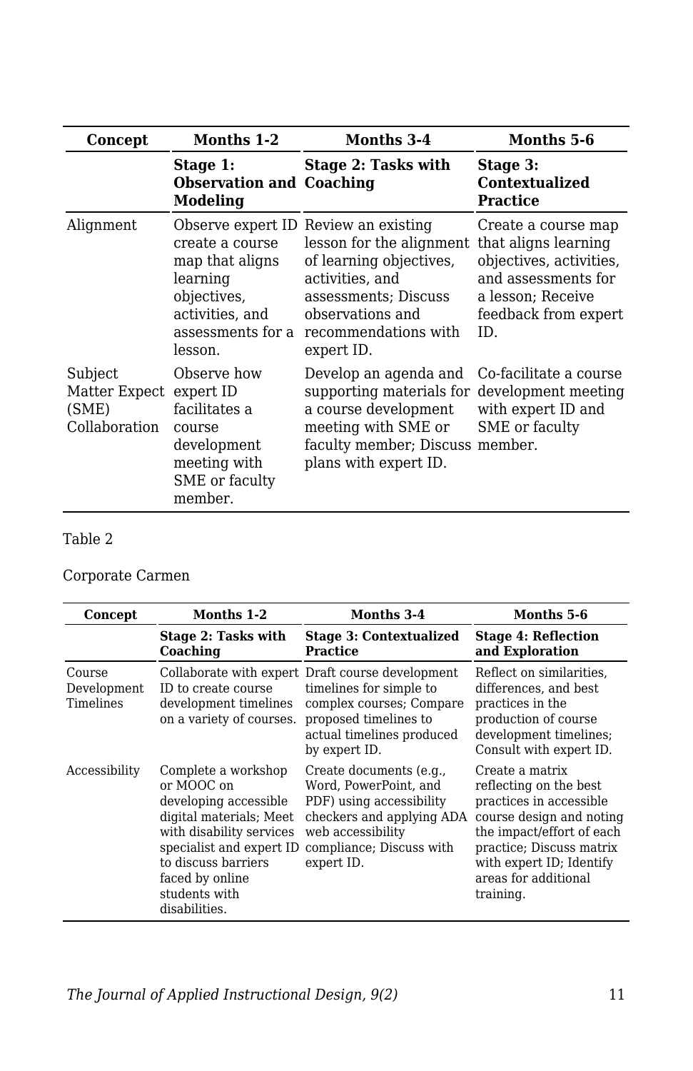| Concept | Months 1-2 | Months 3-4 | Months 5-6 |
|---|---|---|---|
| | **Stage 1: Observation and Modeling** | **Stage 2: Tasks with Coaching** | **Stage 3: Contextualized Practice** |
| Alignment | Observe expert ID create a course map that aligns learning objectives, activities, and assessments for a lesson. | Review an existing lesson for the alignment of learning objectives, activities, and assessments; Discuss observations and recommendations with expert ID. | Create a course map that aligns learning objectives, activities, and assessments for a lesson; Receive feedback from expert ID. |
| Subject Matter Expect (SME) Collaboration | Observe how expert ID facilitates a course development meeting with SME or faculty member. | Develop an agenda and supporting materials for a course development meeting with SME or faculty member; Discuss plans with expert ID. | Co-facilitate a course development meeting with expert ID and SME or faculty member. |

Table 2

Corporate Carmen

| Concept | Months 1-2 | Months 3-4 | Months 5-6 |
|---|---|---|---|
| | **Stage 2: Tasks with Coaching** | **Stage 3: Contextualized Practice** | **Stage 4: Reflection and Exploration** |
| Course Development Timelines | Collaborate with expert ID to create course development timelines on a variety of courses. | Draft course development timelines for simple to complex courses; Compare proposed timelines to actual timelines produced by expert ID. | Reflect on similarities, differences, and best practices in the production of course development timelines; Consult with expert ID. |
| Accessibility | Complete a workshop or MOOC on developing accessible digital materials; Meet with disability services specialist and expert ID to discuss barriers faced by online students with disabilities. | Create documents (e.g., Word, PowerPoint, and PDF) using accessibility checkers and applying ADA web accessibility compliance; Discuss with expert ID. | Create a matrix reflecting on the best practices in accessible course design and noting the impact/effort of each practice; Discuss matrix with expert ID; Identify areas for additional training. |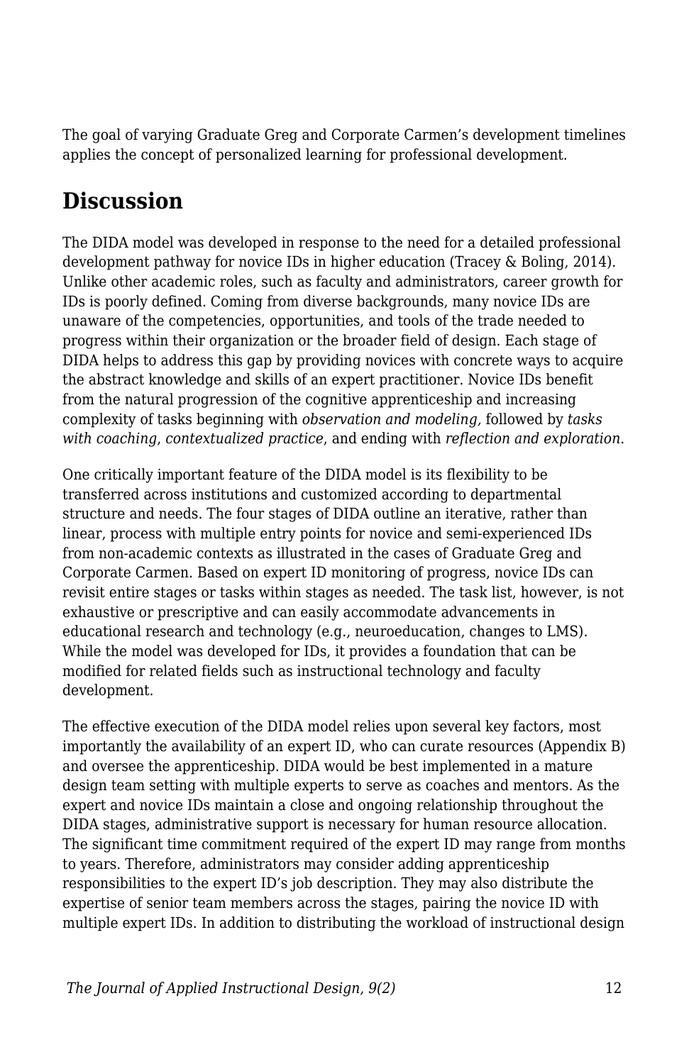The goal of varying Graduate Greg and Corporate Carmen's development timelines applies the concept of personalized learning for professional development.

## Discussion

The DIDA model was developed in response to the need for a detailed professional development pathway for novice IDs in higher education (Tracey & Boling, 2014). Unlike other academic roles, such as faculty and administrators, career growth for IDs is poorly defined. Coming from diverse backgrounds, many novice IDs are unaware of the competencies, opportunities, and tools of the trade needed to progress within their organization or the broader field of design. Each stage of DIDA helps to address this gap by providing novices with concrete ways to acquire the abstract knowledge and skills of an expert practitioner. Novice IDs benefit from the natural progression of the cognitive apprenticeship and increasing complexity of tasks beginning with *observation and modeling,* followed by *tasks with coaching*, *contextualized practice*, and ending with *reflection and exploration*.

One critically important feature of the DIDA model is its flexibility to be transferred across institutions and customized according to departmental structure and needs. The four stages of DIDA outline an iterative, rather than linear, process with multiple entry points for novice and semi-experienced IDs from non-academic contexts as illustrated in the cases of Graduate Greg and Corporate Carmen. Based on expert ID monitoring of progress, novice IDs can revisit entire stages or tasks within stages as needed. The task list, however, is not exhaustive or prescriptive and can easily accommodate advancements in educational research and technology (e.g., neuroeducation, changes to LMS). While the model was developed for IDs, it provides a foundation that can be modified for related fields such as instructional technology and faculty development.

The effective execution of the DIDA model relies upon several key factors, most importantly the availability of an expert ID, who can curate resources (Appendix B) and oversee the apprenticeship. DIDA would be best implemented in a mature design team setting with multiple experts to serve as coaches and mentors. As the expert and novice IDs maintain a close and ongoing relationship throughout the DIDA stages, administrative support is necessary for human resource allocation. The significant time commitment required of the expert ID may range from months to years. Therefore, administrators may consider adding apprenticeship responsibilities to the expert ID's job description. They may also distribute the expertise of senior team members across the stages, pairing the novice ID with multiple expert IDs. In addition to distributing the workload of instructional design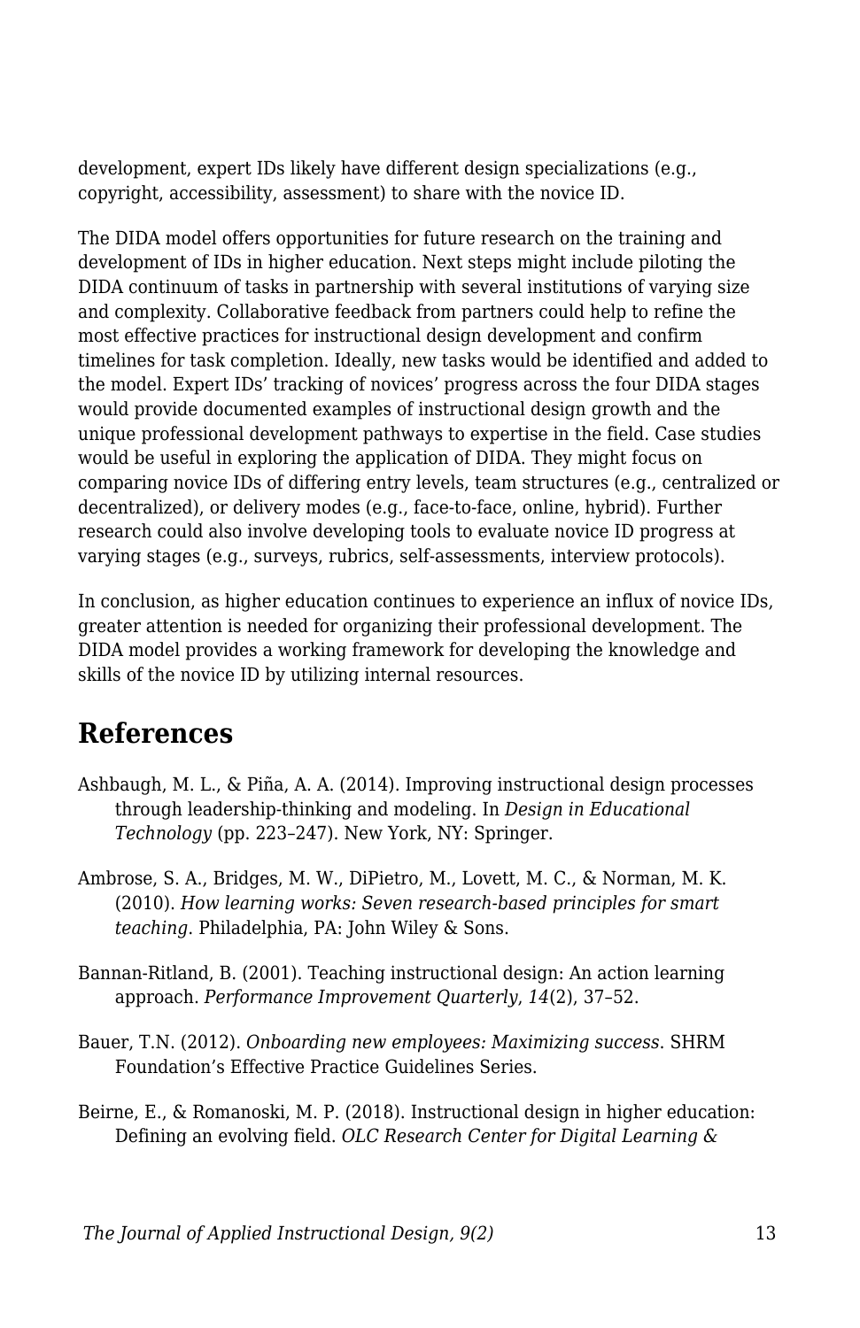development, expert IDs likely have different design specializations (e.g., copyright, accessibility, assessment) to share with the novice ID.

The DIDA model offers opportunities for future research on the training and development of IDs in higher education. Next steps might include piloting the DIDA continuum of tasks in partnership with several institutions of varying size and complexity. Collaborative feedback from partners could help to refine the most effective practices for instructional design development and confirm timelines for task completion. Ideally, new tasks would be identified and added to the model. Expert IDs' tracking of novices' progress across the four DIDA stages would provide documented examples of instructional design growth and the unique professional development pathways to expertise in the field. Case studies would be useful in exploring the application of DIDA. They might focus on comparing novice IDs of differing entry levels, team structures (e.g., centralized or decentralized), or delivery modes (e.g., face-to-face, online, hybrid). Further research could also involve developing tools to evaluate novice ID progress at varying stages (e.g., surveys, rubrics, self-assessments, interview protocols).

In conclusion, as higher education continues to experience an influx of novice IDs, greater attention is needed for organizing their professional development. The DIDA model provides a working framework for developing the knowledge and skills of the novice ID by utilizing internal resources.

## References

Ashbaugh, M. L., & Piña, A. A. (2014). Improving instructional design processes through leadership-thinking and modeling. In *Design in Educational Technology* (pp. 223–247). New York, NY: Springer.

Ambrose, S. A., Bridges, M. W., DiPietro, M., Lovett, M. C., & Norman, M. K. (2010). *How learning works: Seven research-based principles for smart teaching*. Philadelphia, PA: John Wiley & Sons.

Bannan-Ritland, B. (2001). Teaching instructional design: An action learning approach. *Performance Improvement Quarterly*, *14*(2), 37–52.

Bauer, T.N. (2012). *Onboarding new employees: Maximizing success*. SHRM Foundation's Effective Practice Guidelines Series.

Beirne, E., & Romanoski, M. P. (2018). Instructional design in higher education: Defining an evolving field. *OLC Research Center for Digital Learning &*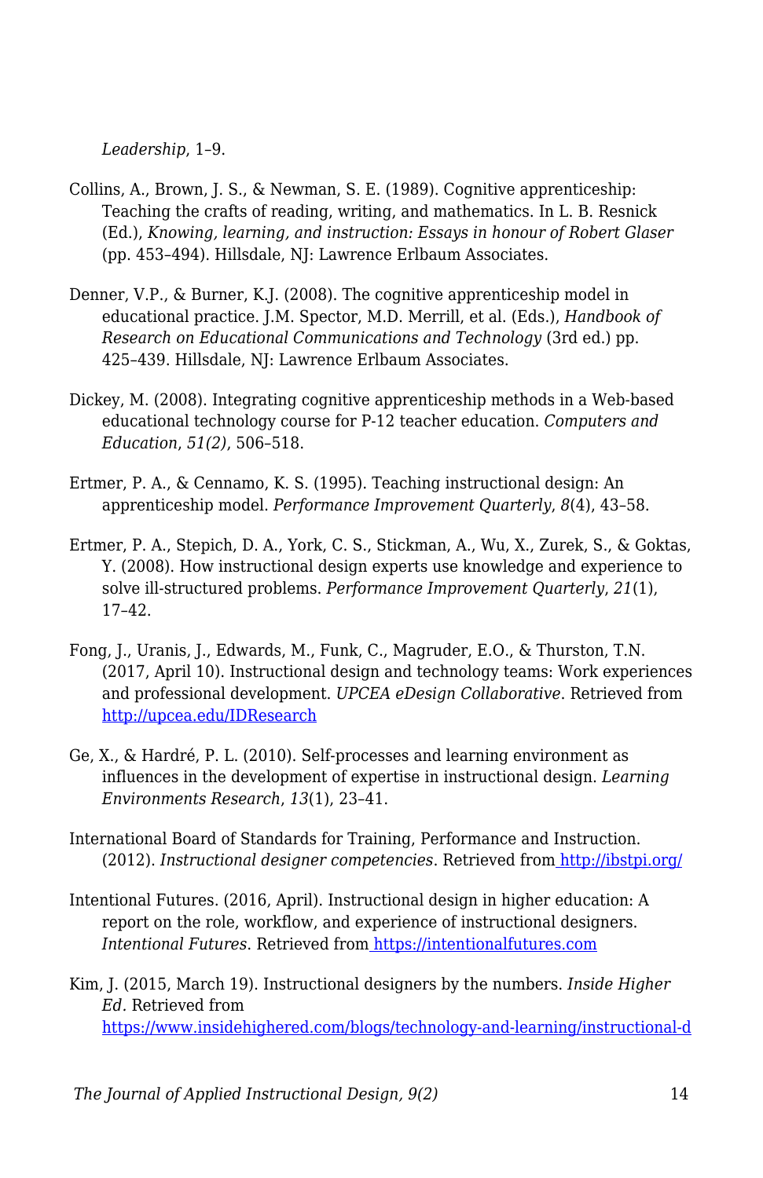*Leadership*, 1–9.

Collins, A., Brown, J. S., & Newman, S. E. (1989). Cognitive apprenticeship: Teaching the crafts of reading, writing, and mathematics. In L. B. Resnick (Ed.), *Knowing, learning, and instruction: Essays in honour of Robert Glaser* (pp. 453–494). Hillsdale, NJ: Lawrence Erlbaum Associates.

Denner, V.P., & Burner, K.J. (2008). The cognitive apprenticeship model in educational practice. J.M. Spector, M.D. Merrill, et al. (Eds.), *Handbook of Research on Educational Communications and Technology* (3rd ed.) pp. 425–439. Hillsdale, NJ: Lawrence Erlbaum Associates.

Dickey, M. (2008). Integrating cognitive apprenticeship methods in a Web-based educational technology course for P-12 teacher education. *Computers and Education*, *51(2)*, 506–518.

Ertmer, P. A., & Cennamo, K. S. (1995). Teaching instructional design: An apprenticeship model. *Performance Improvement Quarterly*, *8*(4), 43–58.

Ertmer, P. A., Stepich, D. A., York, C. S., Stickman, A., Wu, X., Zurek, S., & Goktas, Y. (2008). How instructional design experts use knowledge and experience to solve ill-structured problems. *Performance Improvement Quarterly*, *21*(1), 17–42.

Fong, J., Uranis, J., Edwards, M., Funk, C., Magruder, E.O., & Thurston, T.N. (2017, April 10). Instructional design and technology teams: Work experiences and professional development. *UPCEA eDesign Collaborative*. Retrieved from http://upcea.edu/IDResearch

Ge, X., & Hardré, P. L. (2010). Self-processes and learning environment as influences in the development of expertise in instructional design. *Learning Environments Research*, *13*(1), 23–41.

International Board of Standards for Training, Performance and Instruction. (2012). *Instructional designer competencies*. Retrieved from http://ibstpi.org/

Intentional Futures. (2016, April). Instructional design in higher education: A report on the role, workflow, and experience of instructional designers. *Intentional Futures*. Retrieved from https://intentionalfutures.com

Kim, J. (2015, March 19). Instructional designers by the numbers. *Inside Higher Ed*. Retrieved from https://www.insidehighered.com/blogs/technology-and-learning/instructional-d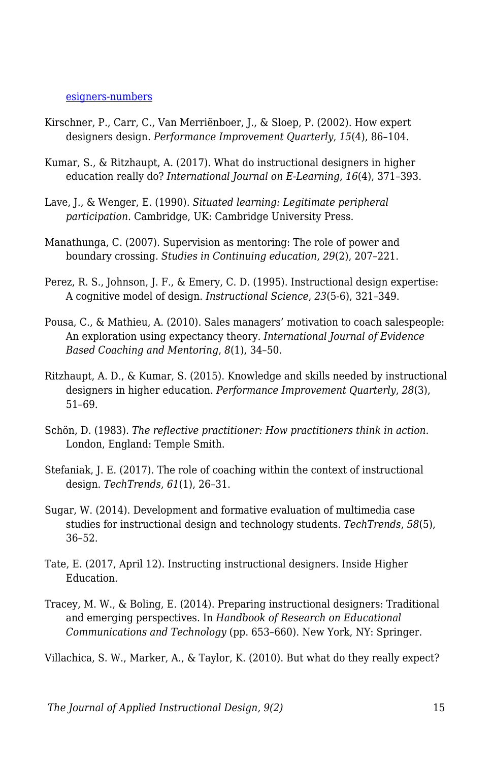[esigners-numbers]

Kirschner, P., Carr, C., Van Merriënboer, J., & Sloep, P. (2002). How expert designers design. *Performance Improvement Quarterly*, *15*(4), 86–104.

Kumar, S., & Ritzhaupt, A. (2017). What do instructional designers in higher education really do? *International Journal on E-Learning*, *16*(4), 371–393.

Lave, J., & Wenger, E. (1990). *Situated learning: Legitimate peripheral participation.* Cambridge, UK: Cambridge University Press.

Manathunga, C. (2007). Supervision as mentoring: The role of power and boundary crossing. *Studies in Continuing education*, *29*(2), 207–221.

Perez, R. S., Johnson, J. F., & Emery, C. D. (1995). Instructional design expertise: A cognitive model of design. *Instructional Science*, *23*(5-6), 321–349.

Pousa, C., & Mathieu, A. (2010). Sales managers' motivation to coach salespeople: An exploration using expectancy theory. *International Journal of Evidence Based Coaching and Mentoring*, *8*(1), 34–50.

Ritzhaupt, A. D., & Kumar, S. (2015). Knowledge and skills needed by instructional designers in higher education. *Performance Improvement Quarterly*, *28*(3), 51–69.

Schön, D. (1983). *The reflective practitioner: How practitioners think in action*. London, England: Temple Smith.

Stefaniak, J. E. (2017). The role of coaching within the context of instructional design. *TechTrends*, *61*(1), 26–31.

Sugar, W. (2014). Development and formative evaluation of multimedia case studies for instructional design and technology students. *TechTrends*, *58*(5), 36–52.

Tate, E. (2017, April 12). Instructing instructional designers. Inside Higher Education.

Tracey, M. W., & Boling, E. (2014). Preparing instructional designers: Traditional and emerging perspectives. In *Handbook of Research on Educational Communications and Technology* (pp. 653–660). New York, NY: Springer.

Villachica, S. W., Marker, A., & Taylor, K. (2010). But what do they really expect?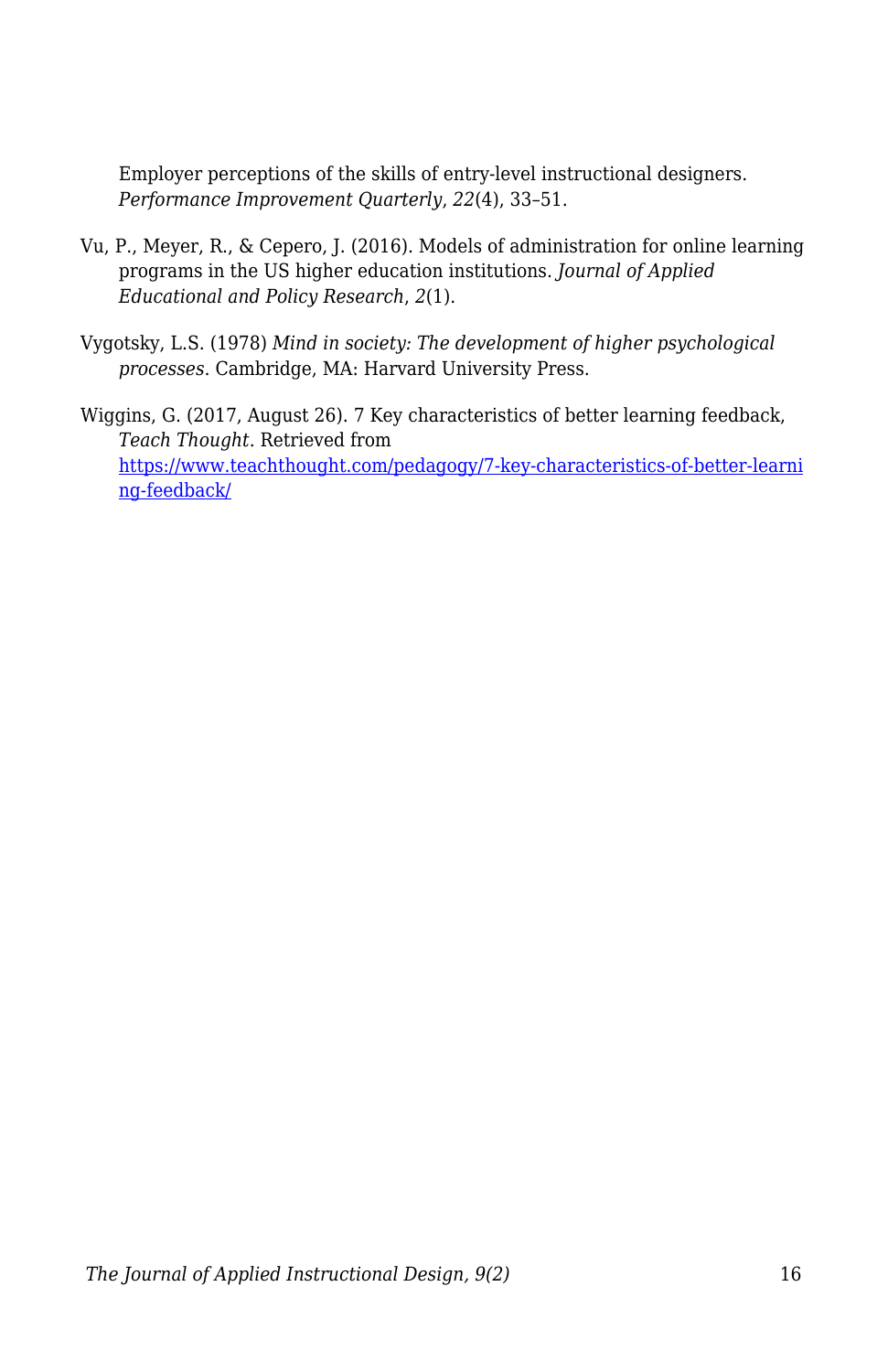Employer perceptions of the skills of entry-level instructional designers. *Performance Improvement Quarterly*, *22*(4), 33–51.

Vu, P., Meyer, R., & Cepero, J. (2016). Models of administration for online learning programs in the US higher education institutions. *Journal of Applied Educational and Policy Research*, *2*(1).

Vygotsky, L.S. (1978) *Mind in society: The development of higher psychological processes*. Cambridge, MA: Harvard University Press.

Wiggins, G. (2017, August 26). 7 Key characteristics of better learning feedback, *Teach Thought*. Retrieved from [https://www.teachthought.com/pedagogy/7-key-characteristics-of-better-learning-feedback/](https://www.teachthought.com/pedagogy/7-key-characteristics-of-better-learning-feedback/)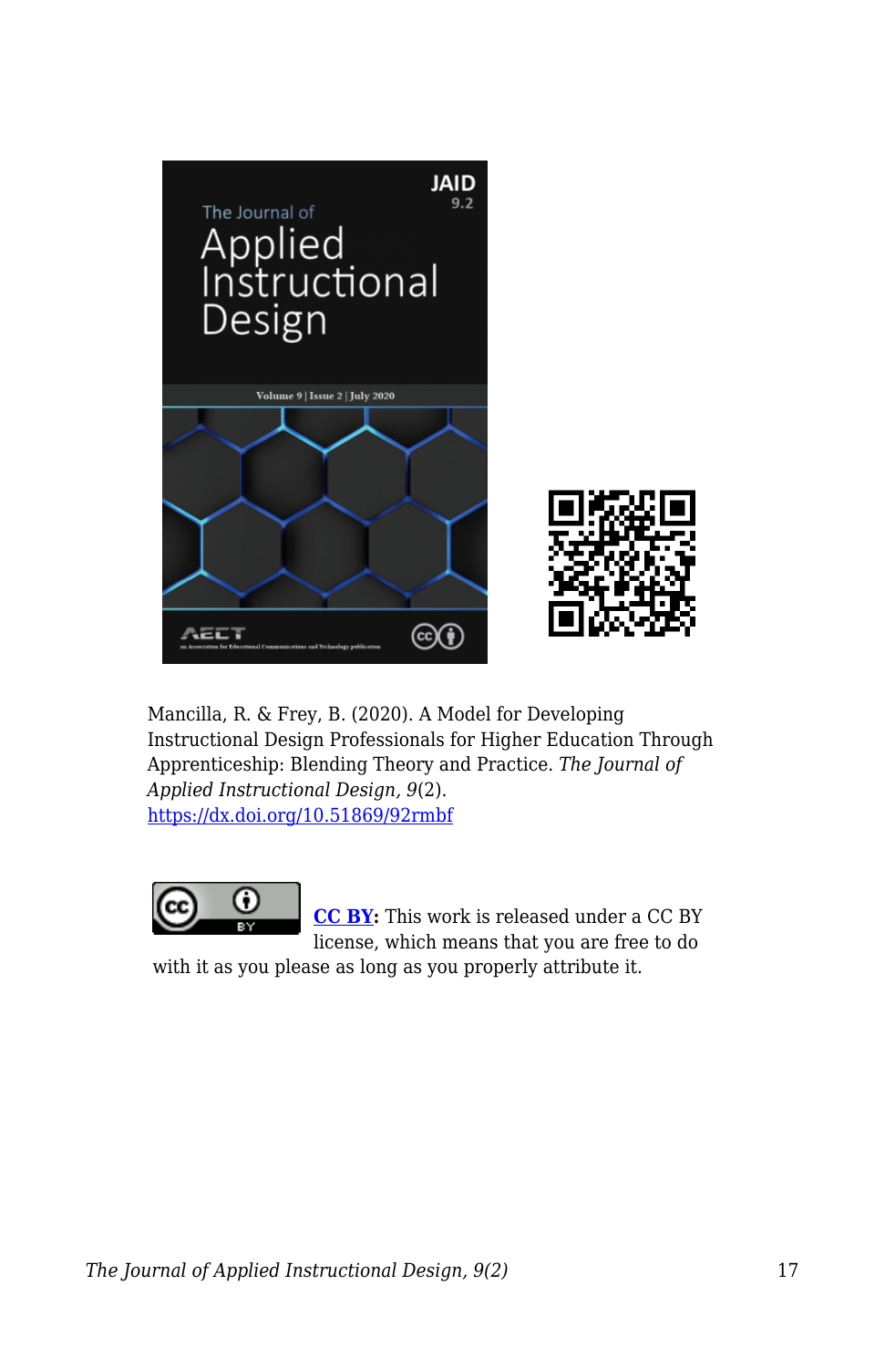Mancilla, R. & Frey, B. (2020). A Model for Developing Instructional Design Professionals for Higher Education Through Apprenticeship: Blending Theory and Practice. *The Journal of Applied Instructional Design, 9*(2). https://dx.doi.org/10.51869/92rmbf

**CC BY:** This work is released under a CC BY license, which means that you are free to do with it as you please as long as you properly attribute it.